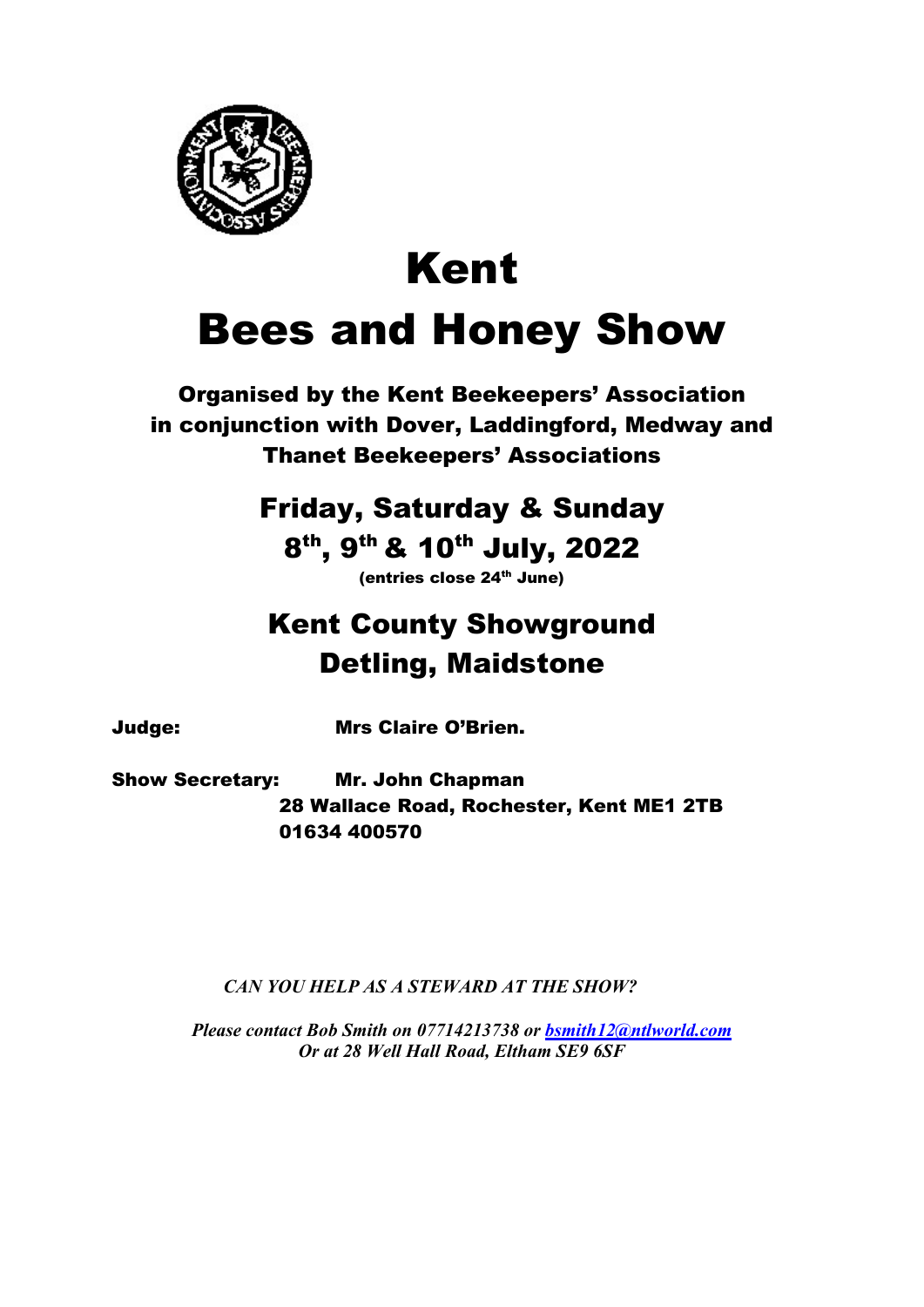# Kent

# Bees and Honey Show

**Organised by the Kent Beekeepers' Association in conjunction with Dover, Laddingford, Medway and Thanet Beekeepers' Associations**

## Friday, Saturday & Sunday

## 8th, 9th & 10th July, 2022

**(entries close 24th June)**

## Kent County Showground Detling, Maidstone

**Judge:** **Mrs Claire O'Brien.**

**Show Secretary:** **Mr. John Chapman**
**28 Wallace Road, Rochester, Kent ME1 2TB**
**01634 400570**

***CAN YOU HELP AS A STEWARD AT THE SHOW?***

***Please contact Bob Smith on 07714213738 or bsmith12@ntlworld.com***
***Or at 28 Well Hall Road, Eltham SE9 6SF***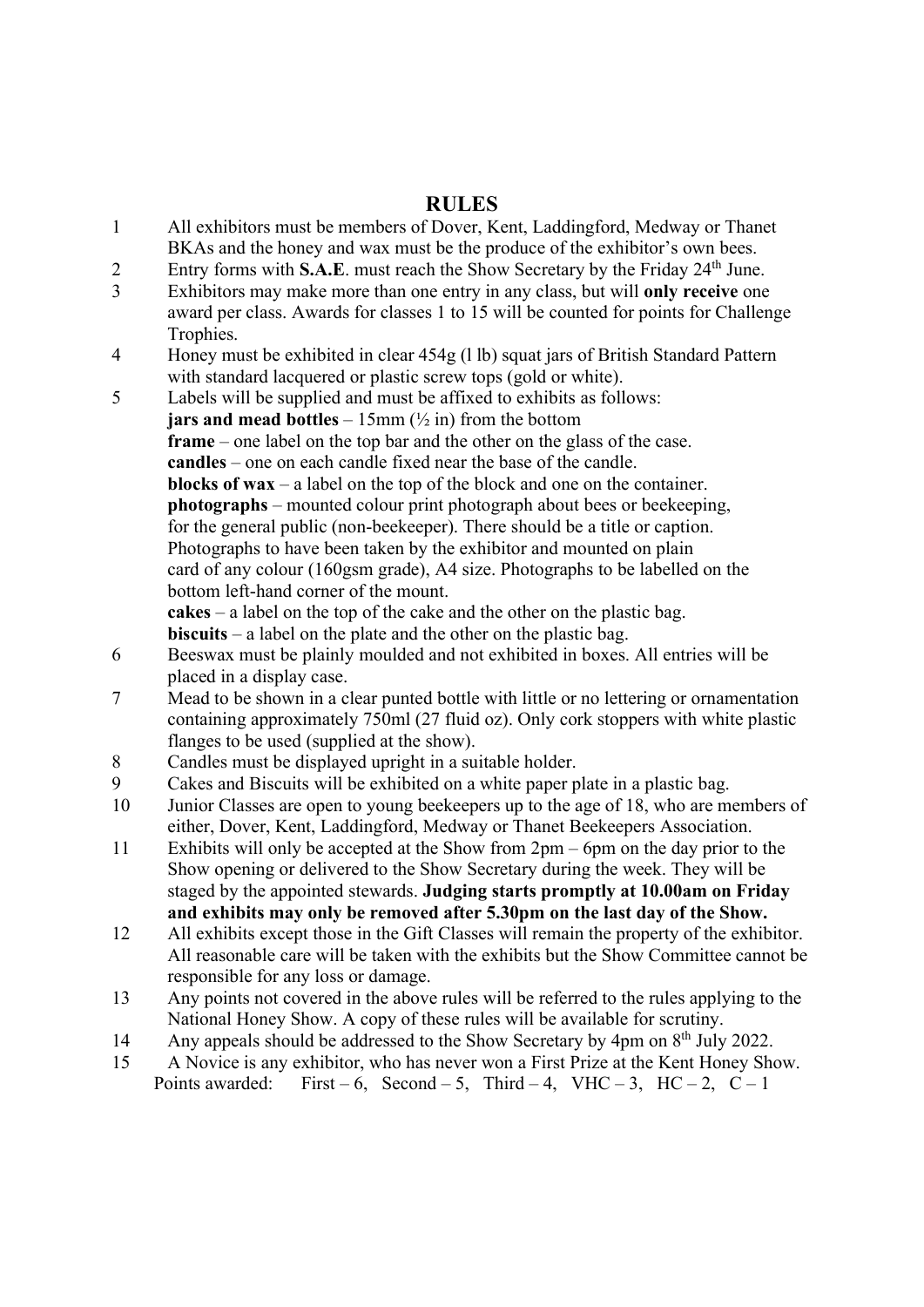# RULES

1. All exhibitors must be members of Dover, Kent, Laddingford, Medway or Thanet BKAs and the honey and wax must be the produce of the exhibitor's own bees.
2. Entry forms with **S.A.E**. must reach the Show Secretary by the Friday 24th June.
3. Exhibitors may make more than one entry in any class, but will **only receive** one award per class. Awards for classes 1 to 15 will be counted for points for Challenge Trophies.
4. Honey must be exhibited in clear 454g (l lb) squat jars of British Standard Pattern with standard lacquered or plastic screw tops (gold or white).
5. Labels will be supplied and must be affixed to exhibits as follows:
   **jars and mead bottles** – 15mm (½ in) from the bottom
   **frame** – one label on the top bar and the other on the glass of the case.
   **candles** – one on each candle fixed near the base of the candle.
   **blocks of wax** – a label on the top of the block and one on the container.
   **photographs** – mounted colour print photograph about bees or beekeeping, for the general public (non-beekeeper). There should be a title or caption. Photographs to have been taken by the exhibitor and mounted on plain card of any colour (160gsm grade), A4 size. Photographs to be labelled on the bottom left-hand corner of the mount.
   **cakes** – a label on the top of the cake and the other on the plastic bag.
   **biscuits** – a label on the plate and the other on the plastic bag.
6. Beeswax must be plainly moulded and not exhibited in boxes. All entries will be placed in a display case.
7. Mead to be shown in a clear punted bottle with little or no lettering or ornamentation containing approximately 750ml (27 fluid oz). Only cork stoppers with white plastic flanges to be used (supplied at the show).
8. Candles must be displayed upright in a suitable holder.
9. Cakes and Biscuits will be exhibited on a white paper plate in a plastic bag.
10. Junior Classes are open to young beekeepers up to the age of 18, who are members of either, Dover, Kent, Laddingford, Medway or Thanet Beekeepers Association.
11. Exhibits will only be accepted at the Show from 2pm – 6pm on the day prior to the Show opening or delivered to the Show Secretary during the week. They will be staged by the appointed stewards. **Judging starts promptly at 10.00am on Friday and exhibits may only be removed after 5.30pm on the last day of the Show.**
12. All exhibits except those in the Gift Classes will remain the property of the exhibitor. All reasonable care will be taken with the exhibits but the Show Committee cannot be responsible for any loss or damage.
13. Any points not covered in the above rules will be referred to the rules applying to the National Honey Show. A copy of these rules will be available for scrutiny.
14. Any appeals should be addressed to the Show Secretary by 4pm on 8th July 2022.
15. A Novice is any exhibitor, who has never won a First Prize at the Kent Honey Show.

Points awarded: First – 6, Second – 5, Third – 4, VHC – 3, HC – 2, C – 1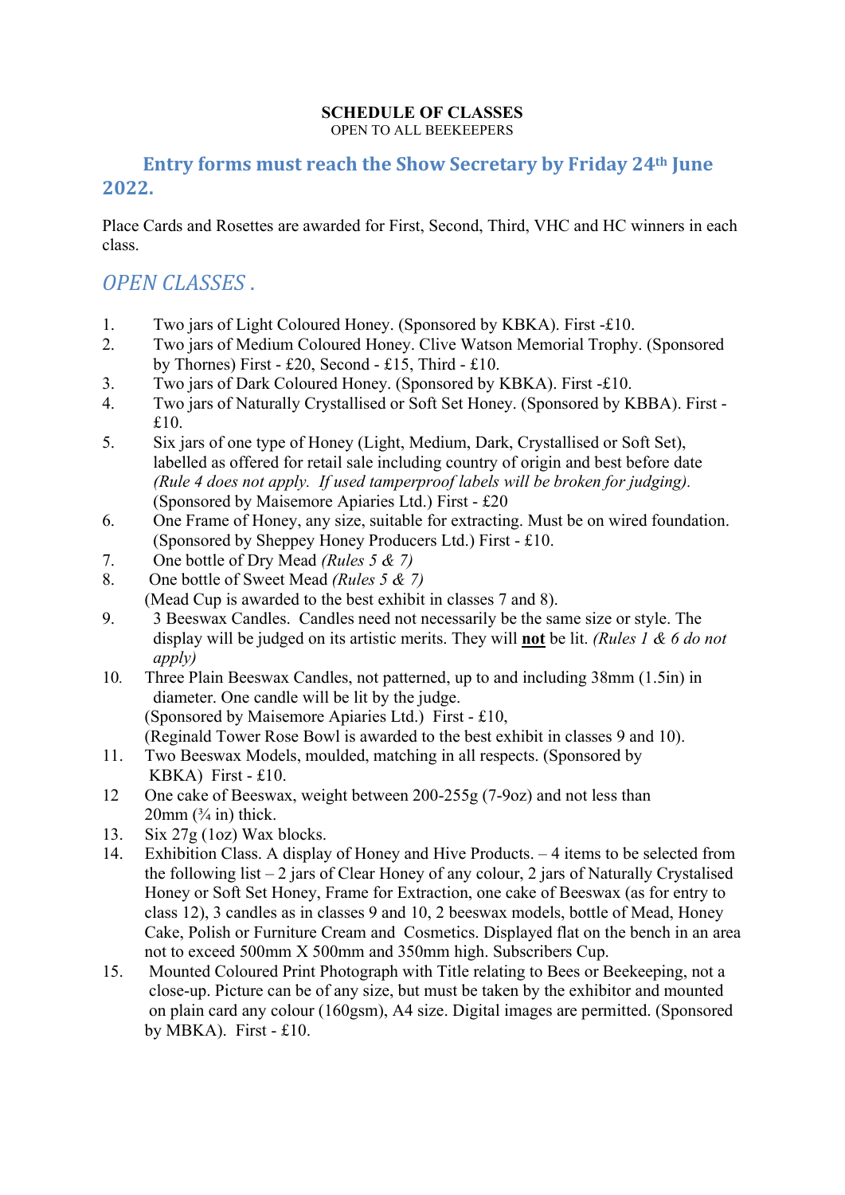**SCHEDULE OF CLASSES**
OPEN TO ALL BEEKEEPERS

## Entry forms must reach the Show Secretary by Friday 24th June 2022.

Place Cards and Rosettes are awarded for First, Second, Third, VHC and HC winners in each class.

## *OPEN CLASSES .*

1. Two jars of Light Coloured Honey. (Sponsored by KBKA). First -£10.
2. Two jars of Medium Coloured Honey. Clive Watson Memorial Trophy. (Sponsored by Thornes) First - £20, Second - £15, Third - £10.
3. Two jars of Dark Coloured Honey. (Sponsored by KBKA). First -£10.
4. Two jars of Naturally Crystallised or Soft Set Honey. (Sponsored by KBBA). First - £10.
5. Six jars of one type of Honey (Light, Medium, Dark, Crystallised or Soft Set), labelled as offered for retail sale including country of origin and best before date *(Rule 4 does not apply. If used tamperproof labels will be broken for judging).* (Sponsored by Maisemore Apiaries Ltd.) First - £20
6. One Frame of Honey, any size, suitable for extracting. Must be on wired foundation. (Sponsored by Sheppey Honey Producers Ltd.) First - £10.
7. One bottle of Dry Mead *(Rules 5 & 7)*
8. One bottle of Sweet Mead *(Rules 5 & 7)*
   (Mead Cup is awarded to the best exhibit in classes 7 and 8).
9. 3 Beeswax Candles. Candles need not necessarily be the same size or style. The display will be judged on its artistic merits. They will **not** be lit. *(Rules 1 & 6 do not apply)*
10. Three Plain Beeswax Candles, not patterned, up to and including 38mm (1.5in) in diameter. One candle will be lit by the judge.
    (Sponsored by Maisemore Apiaries Ltd.) First - £10,
    (Reginald Tower Rose Bowl is awarded to the best exhibit in classes 9 and 10).
11. Two Beeswax Models, moulded, matching in all respects. (Sponsored by KBKA) First - £10.
12. One cake of Beeswax, weight between 200-255g (7-9oz) and not less than 20mm (¾ in) thick.
13. Six 27g (1oz) Wax blocks.
14. Exhibition Class. A display of Honey and Hive Products. – 4 items to be selected from the following list – 2 jars of Clear Honey of any colour, 2 jars of Naturally Crystalised Honey or Soft Set Honey, Frame for Extraction, one cake of Beeswax (as for entry to class 12), 3 candles as in classes 9 and 10, 2 beeswax models, bottle of Mead, Honey Cake, Polish or Furniture Cream and Cosmetics. Displayed flat on the bench in an area not to exceed 500mm X 500mm and 350mm high. Subscribers Cup.
15. Mounted Coloured Print Photograph with Title relating to Bees or Beekeeping, not a close-up. Picture can be of any size, but must be taken by the exhibitor and mounted on plain card any colour (160gsm), A4 size. Digital images are permitted. (Sponsored by MBKA). First - £10.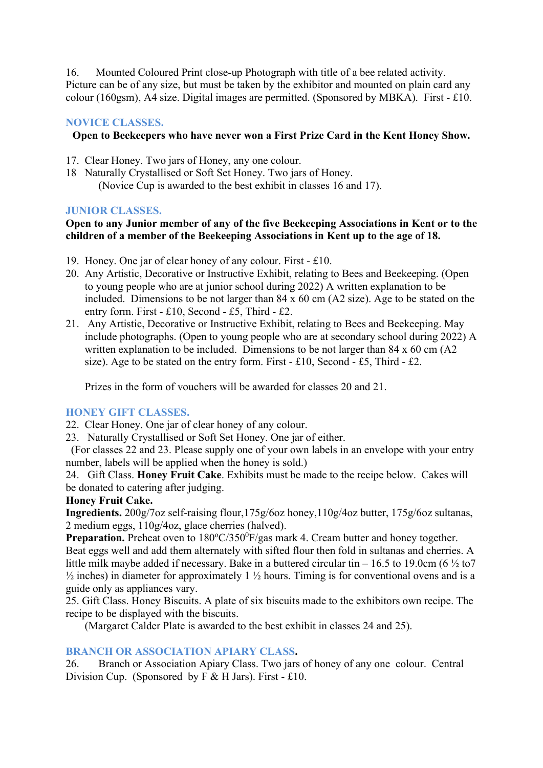16. Mounted Coloured Print close-up Photograph with title of a bee related activity. Picture can be of any size, but must be taken by the exhibitor and mounted on plain card any colour (160gsm), A4 size. Digital images are permitted. (Sponsored by MBKA). First - £10.

## NOVICE CLASSES.

**Open to Beekeepers who have never won a First Prize Card in the Kent Honey Show.**

17. Clear Honey. Two jars of Honey, any one colour.
18. Naturally Crystallised or Soft Set Honey. Two jars of Honey.
    (Novice Cup is awarded to the best exhibit in classes 16 and 17).

## JUNIOR CLASSES.

**Open to any Junior member of any of the five Beekeeping Associations in Kent or to the children of a member of the Beekeeping Associations in Kent up to the age of 18.**

19. Honey. One jar of clear honey of any colour. First - £10.
20. Any Artistic, Decorative or Instructive Exhibit, relating to Bees and Beekeeping. (Open to young people who are at junior school during 2022) A written explanation to be included. Dimensions to be not larger than 84 x 60 cm (A2 size). Age to be stated on the entry form. First - £10, Second - £5, Third - £2.
21. Any Artistic, Decorative or Instructive Exhibit, relating to Bees and Beekeeping. May include photographs. (Open to young people who are at secondary school during 2022) A written explanation to be included. Dimensions to be not larger than 84 x 60 cm (A2 size). Age to be stated on the entry form. First - £10, Second - £5, Third - £2.

    Prizes in the form of vouchers will be awarded for classes 20 and 21.

## HONEY GIFT CLASSES.

22. Clear Honey. One jar of clear honey of any colour.
23. Naturally Crystallised or Soft Set Honey. One jar of either.

(For classes 22 and 23. Please supply one of your own labels in an envelope with your entry number, labels will be applied when the honey is sold.)

24. Gift Class. **Honey Fruit Cake**. Exhibits must be made to the recipe below. Cakes will be donated to catering after judging.

**Honey Fruit Cake.**

**Ingredients.** 200g/7oz self-raising flour,175g/6oz honey,110g/4oz butter, 175g/6oz sultanas, 2 medium eggs, 110g/4oz, glace cherries (halved).

**Preparation.** Preheat oven to 180ºC/350$^{0}$F/gas mark 4. Cream butter and honey together. Beat eggs well and add them alternately with sifted flour then fold in sultanas and cherries. A little milk maybe added if necessary. Bake in a buttered circular tin – 16.5 to 19.0cm (6 ½ to7 ½ inches) in diameter for approximately 1 ½ hours. Timing is for conventional ovens and is a guide only as appliances vary.

25. Gift Class. Honey Biscuits. A plate of six biscuits made to the exhibitors own recipe. The recipe to be displayed with the biscuits.

    (Margaret Calder Plate is awarded to the best exhibit in classes 24 and 25).

## BRANCH OR ASSOCIATION APIARY CLASS.

26. Branch or Association Apiary Class. Two jars of honey of any one colour. Central Division Cup. (Sponsored by F & H Jars). First - £10.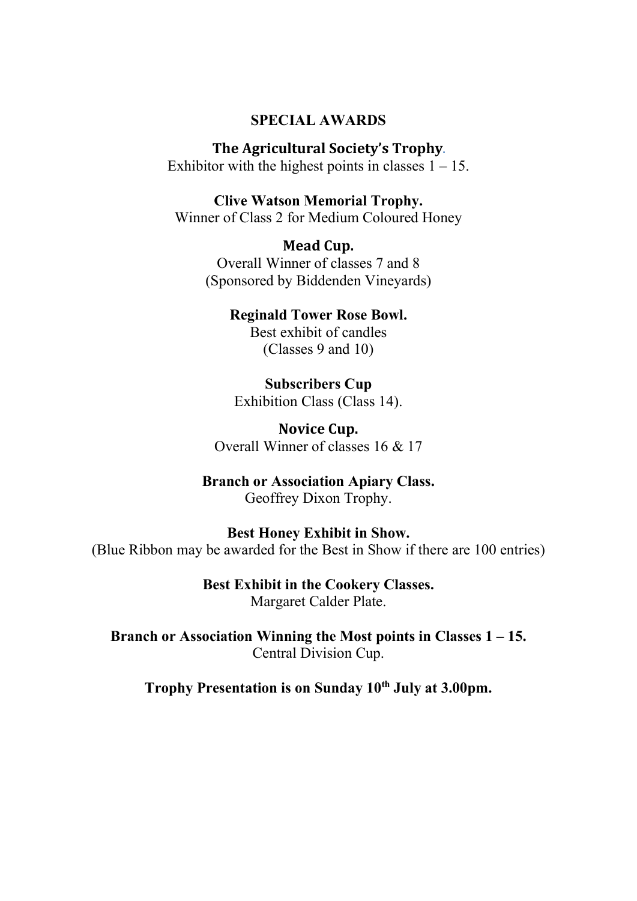## SPECIAL AWARDS

**The Agricultural Society's Trophy.**
Exhibitor with the highest points in classes 1 – 15.

**Clive Watson Memorial Trophy.**
Winner of Class 2 for Medium Coloured Honey

**Mead Cup.**
Overall Winner of classes 7 and 8
(Sponsored by Biddenden Vineyards)

**Reginald Tower Rose Bowl.**
Best exhibit of candles
(Classes 9 and 10)

**Subscribers Cup**
Exhibition Class (Class 14).

**Novice Cup.**
Overall Winner of classes 16 & 17

**Branch or Association Apiary Class.**
Geoffrey Dixon Trophy.

**Best Honey Exhibit in Show.**
(Blue Ribbon may be awarded for the Best in Show if there are 100 entries)

**Best Exhibit in the Cookery Classes.**
Margaret Calder Plate.

**Branch or Association Winning the Most points in Classes 1 – 15.**
Central Division Cup.

**Trophy Presentation is on Sunday 10th July at 3.00pm.**